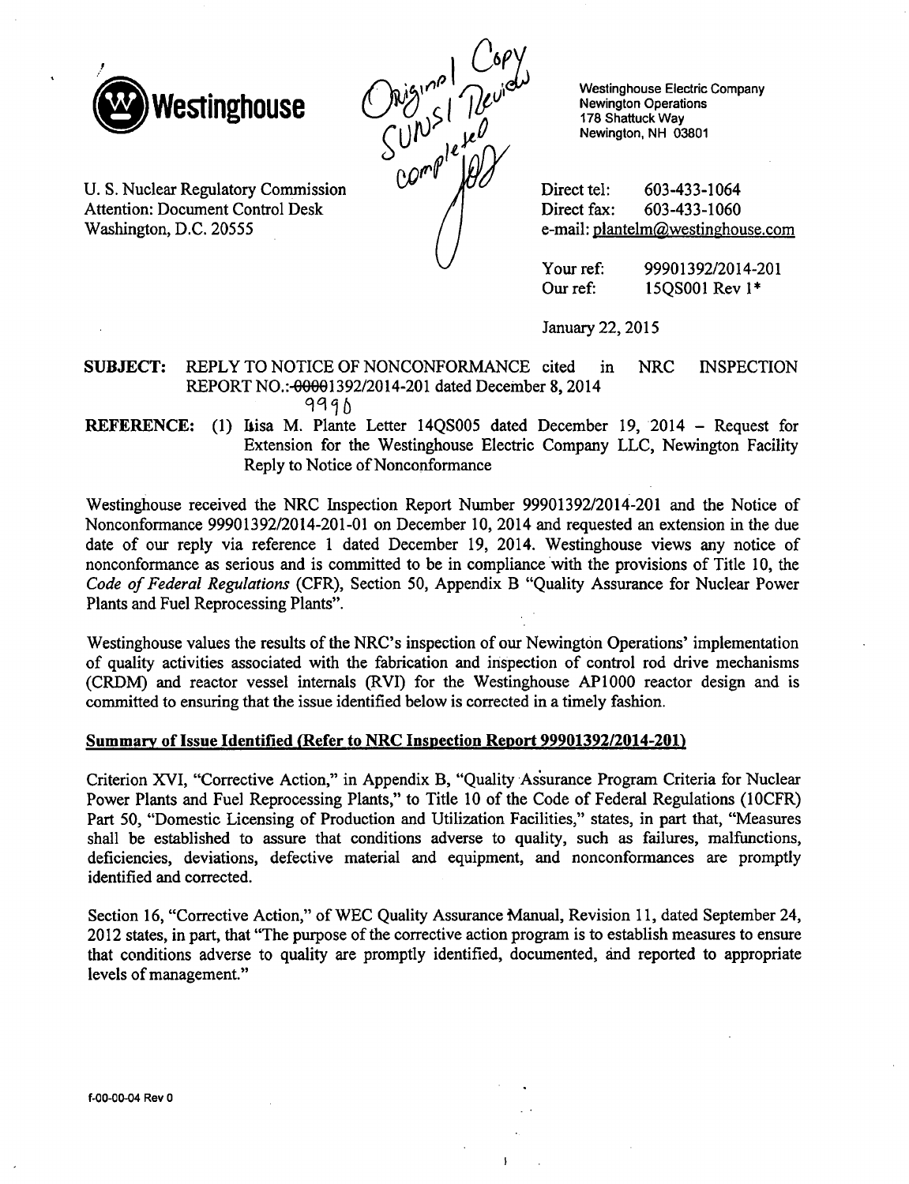Westinghouse

Original Copy SUNSI Review completed [initials]

Westinghouse Electric Company
Newington Operations
178 Shattuck Way
Newington, NH 03801

U. S. Nuclear Regulatory Commission
Attention: Document Control Desk
Washington, D.C. 20555

Direct tel: 603-433-1064
Direct fax: 603-433-1060
e-mail: plantelm@westinghouse.com

Your ref: 99901392/2014-201
Our ref: 15QS001 Rev 1*

January 22, 2015

**SUBJECT:** REPLY TO NOTICE OF NONCONFORMANCE cited in NRC INSPECTION REPORT NO.: ~~00001~~1392/2014-201 dated December 8, 2014
9990

**REFERENCE:** (1) Lisa M. Plante Letter 14QS005 dated December 19, 2014 – Request for Extension for the Westinghouse Electric Company LLC, Newington Facility Reply to Notice of Nonconformance

Westinghouse received the NRC Inspection Report Number 99901392/2014-201 and the Notice of Nonconformance 99901392/2014-201-01 on December 10, 2014 and requested an extension in the due date of our reply via reference 1 dated December 19, 2014. Westinghouse views any notice of nonconformance as serious and is committed to be in compliance with the provisions of Title 10, the *Code of Federal Regulations* (CFR), Section 50, Appendix B "Quality Assurance for Nuclear Power Plants and Fuel Reprocessing Plants".

Westinghouse values the results of the NRC's inspection of our Newington Operations' implementation of quality activities associated with the fabrication and inspection of control rod drive mechanisms (CRDM) and reactor vessel internals (RVI) for the Westinghouse AP1000 reactor design and is committed to ensuring that the issue identified below is corrected in a timely fashion.

**Summary of Issue Identified (Refer to NRC Inspection Report 99901392/2014-201)**

Criterion XVI, "Corrective Action," in Appendix B, "Quality Assurance Program Criteria for Nuclear Power Plants and Fuel Reprocessing Plants," to Title 10 of the Code of Federal Regulations (10CFR) Part 50, "Domestic Licensing of Production and Utilization Facilities," states, in part that, "Measures shall be established to assure that conditions adverse to quality, such as failures, malfunctions, deficiencies, deviations, defective material and equipment, and nonconformances are promptly identified and corrected.

Section 16, "Corrective Action," of WEC Quality Assurance Manual, Revision 11, dated September 24, 2012 states, in part, that "The purpose of the corrective action program is to establish measures to ensure that conditions adverse to quality are promptly identified, documented, and reported to appropriate levels of management."

f-00-00-04 Rev 0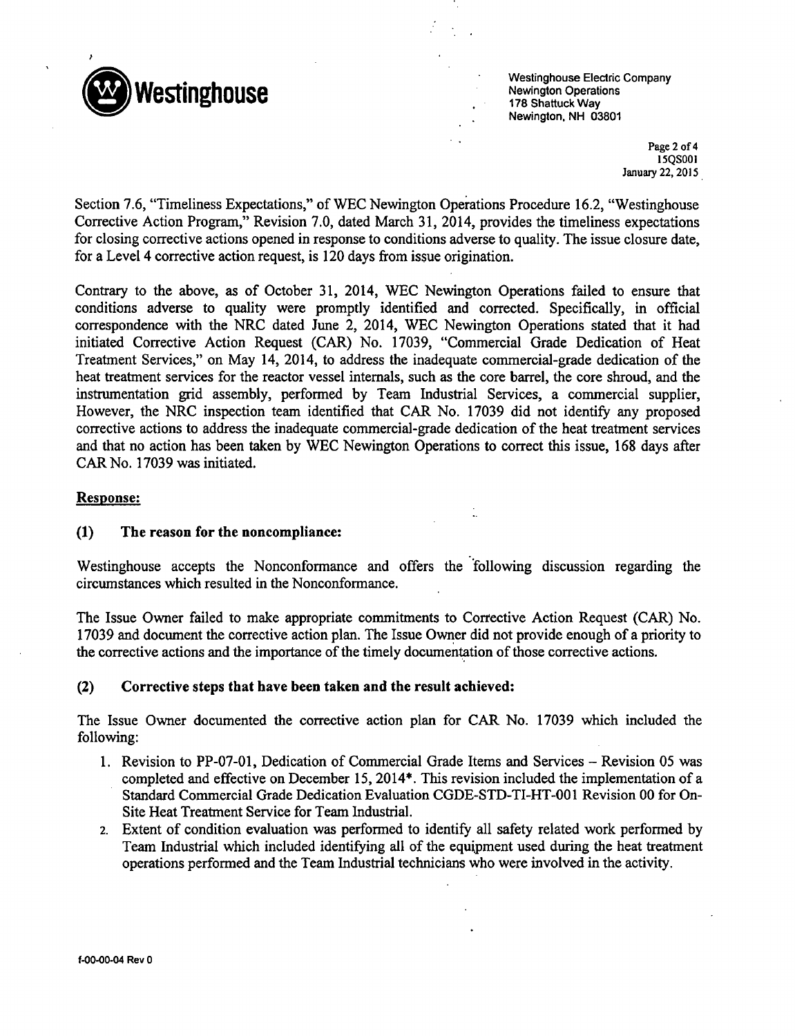Section 7.6, "Timeliness Expectations," of WEC Newington Operations Procedure 16.2, "Westinghouse Corrective Action Program," Revision 7.0, dated March 31, 2014, provides the timeliness expectations for closing corrective actions opened in response to conditions adverse to quality. The issue closure date, for a Level 4 corrective action request, is 120 days from issue origination.

Contrary to the above, as of October 31, 2014, WEC Newington Operations failed to ensure that conditions adverse to quality were promptly identified and corrected. Specifically, in official correspondence with the NRC dated June 2, 2014, WEC Newington Operations stated that it had initiated Corrective Action Request (CAR) No. 17039, "Commercial Grade Dedication of Heat Treatment Services," on May 14, 2014, to address the inadequate commercial-grade dedication of the heat treatment services for the reactor vessel internals, such as the core barrel, the core shroud, and the instrumentation grid assembly, performed by Team Industrial Services, a commercial supplier, However, the NRC inspection team identified that CAR No. 17039 did not identify any proposed corrective actions to address the inadequate commercial-grade dedication of the heat treatment services and that no action has been taken by WEC Newington Operations to correct this issue, 168 days after CAR No. 17039 was initiated.

**Response:**

### (1) The reason for the noncompliance:

Westinghouse accepts the Nonconformance and offers the following discussion regarding the circumstances which resulted in the Nonconformance.

The Issue Owner failed to make appropriate commitments to Corrective Action Request (CAR) No. 17039 and document the corrective action plan. The Issue Owner did not provide enough of a priority to the corrective actions and the importance of the timely documentation of those corrective actions.

### (2) Corrective steps that have been taken and the result achieved:

The Issue Owner documented the corrective action plan for CAR No. 17039 which included the following:

1. Revision to PP-07-01, Dedication of Commercial Grade Items and Services – Revision 05 was completed and effective on December 15, 2014*. This revision included the implementation of a Standard Commercial Grade Dedication Evaluation CGDE-STD-TI-HT-001 Revision 00 for On-Site Heat Treatment Service for Team Industrial.
2. Extent of condition evaluation was performed to identify all safety related work performed by Team Industrial which included identifying all of the equipment used during the heat treatment operations performed and the Team Industrial technicians who were involved in the activity.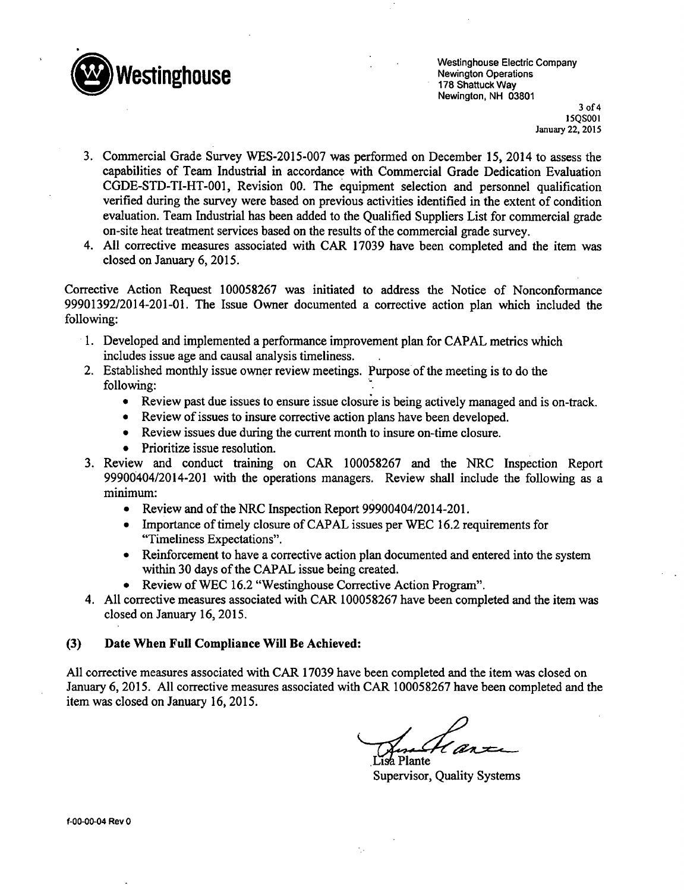Westinghouse Electric Company
Newington Operations
178 Shattuck Way
Newington, NH 03801

15QS001
January 22, 2015

3. Commercial Grade Survey WES-2015-007 was performed on December 15, 2014 to assess the capabilities of Team Industrial in accordance with Commercial Grade Dedication Evaluation CGDE-STD-TI-HT-001, Revision 00. The equipment selection and personnel qualification verified during the survey were based on previous activities identified in the extent of condition evaluation. Team Industrial has been added to the Qualified Suppliers List for commercial grade on-site heat treatment services based on the results of the commercial grade survey.
4. All corrective measures associated with CAR 17039 have been completed and the item was closed on January 6, 2015.

Corrective Action Request 100058267 was initiated to address the Notice of Nonconformance 99901392/2014-201-01. The Issue Owner documented a corrective action plan which included the following:

1. Developed and implemented a performance improvement plan for CAPAL metrics which includes issue age and causal analysis timeliness.
2. Established monthly issue owner review meetings. Purpose of the meeting is to do the following:
   - Review past due issues to ensure issue closure is being actively managed and is on-track.
   - Review of issues to insure corrective action plans have been developed.
   - Review issues due during the current month to insure on-time closure.
   - Prioritize issue resolution.
3. Review and conduct training on CAR 100058267 and the NRC Inspection Report 99900404/2014-201 with the operations managers. Review shall include the following as a minimum:
   - Review and of the NRC Inspection Report 99900404/2014-201.
   - Importance of timely closure of CAPAL issues per WEC 16.2 requirements for "Timeliness Expectations".
   - Reinforcement to have a corrective action plan documented and entered into the system within 30 days of the CAPAL issue being created.
   - Review of WEC 16.2 "Westinghouse Corrective Action Program".
4. All corrective measures associated with CAR 100058267 have been completed and the item was closed on January 16, 2015.

**(3) Date When Full Compliance Will Be Achieved:**

All corrective measures associated with CAR 17039 have been completed and the item was closed on January 6, 2015. All corrective measures associated with CAR 100058267 have been completed and the item was closed on January 16, 2015.

Lisa Plante
Supervisor, Quality Systems

f-00-00-04 Rev 0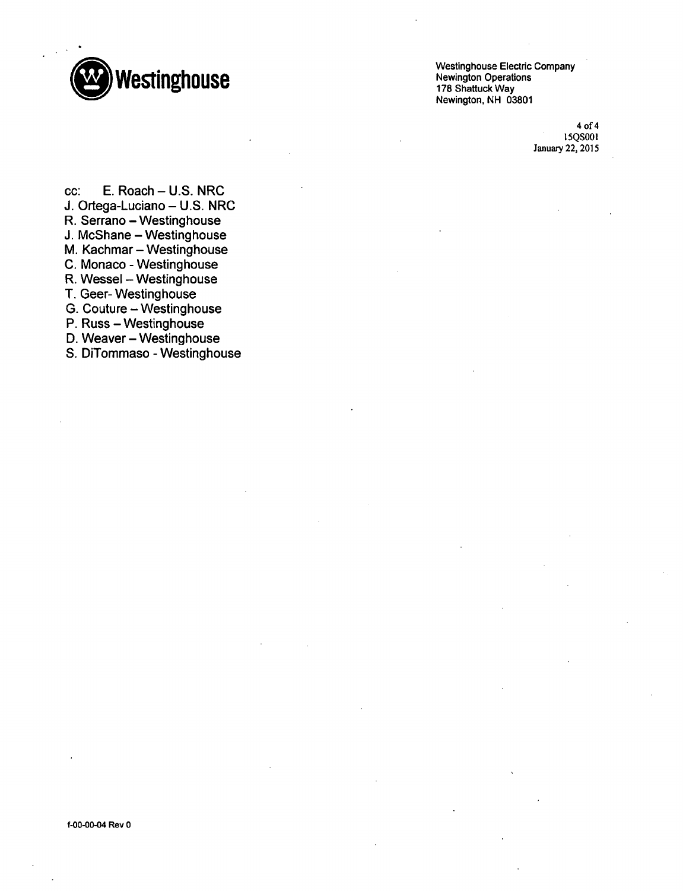Westinghouse

Westinghouse Electric Company
Newington Operations
178 Shattuck Way
Newington, NH 03801

15QS001
January 22, 2015

cc: E. Roach – U.S. NRC
J. Ortega-Luciano – U.S. NRC
R. Serrano – Westinghouse
J. McShane – Westinghouse
M. Kachmar – Westinghouse
C. Monaco - Westinghouse
R. Wessel – Westinghouse
T. Geer- Westinghouse
G. Couture – Westinghouse
P. Russ – Westinghouse
D. Weaver – Westinghouse
S. DiTommaso - Westinghouse

f-00-00-04 Rev 0